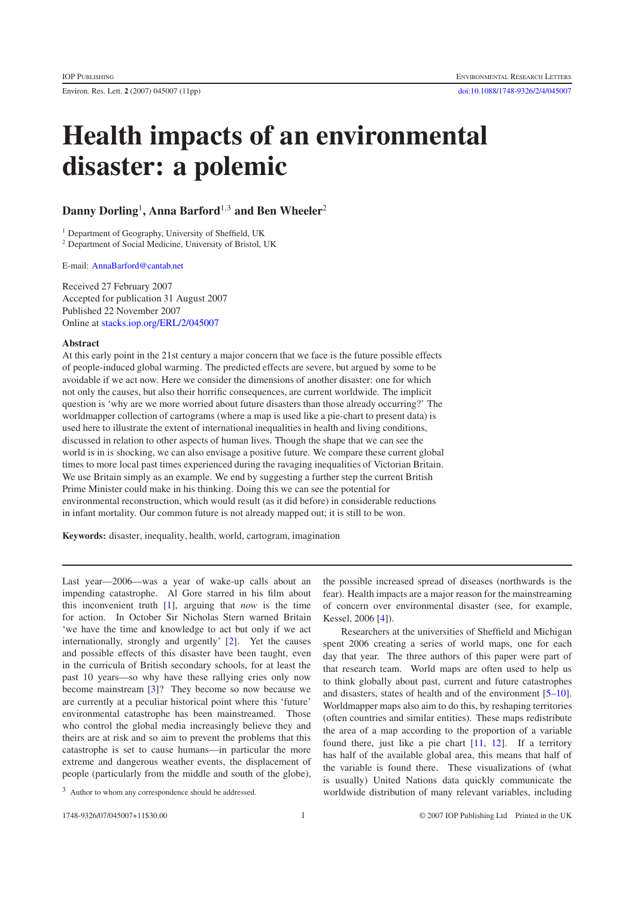# Health impacts of an environmental disaster: a polemic

**Danny Dorling**[1], **Anna Barford**[1,3] **and Ben Wheeler**[2]

[1] Department of Geography, University of Sheffield, UK

[2] Department of Social Medicine, University of Bristol, UK

E-mail: AnnaBarford@cantab.net

Received 27 February 2007
Accepted for publication 31 August 2007
Published 22 November 2007
Online at stacks.iop.org/ERL/2/045007

## Abstract

At this early point in the 21st century a major concern that we face is the future possible effects of people-induced global warming. The predicted effects are severe, but argued by some to be avoidable if we act now. Here we consider the dimensions of another disaster: one for which not only the causes, but also their horrific consequences, are current worldwide. The implicit question is 'why are we more worried about future disasters than those already occurring?' The worldmapper collection of cartograms (where a map is used like a pie-chart to present data) is used here to illustrate the extent of international inequalities in health and living conditions, discussed in relation to other aspects of human lives. Though the shape that we can see the world is in is shocking, we can also envisage a positive future. We compare these current global times to more local past times experienced during the ravaging inequalities of Victorian Britain. We use Britain simply as an example. We end by suggesting a further step the current British Prime Minister could make in his thinking. Doing this we can see the potential for environmental reconstruction, which would result (as it did before) in considerable reductions in infant mortality. Our common future is not already mapped out; it is still to be won.

**Keywords:** disaster, inequality, health, world, cartogram, imagination

Last year—2006—was a year of wake-up calls about an impending catastrophe. Al Gore starred in his film about this inconvenient truth [1], arguing that *now* is the time for action. In October Sir Nicholas Stern warned Britain 'we have the time and knowledge to act but only if we act internationally, strongly and urgently' [2]. Yet the causes and possible effects of this disaster have been taught, even in the curricula of British secondary schools, for at least the past 10 years—so why have these rallying cries only now become mainstream [3]? They become so now because we are currently at a peculiar historical point where this 'future' environmental catastrophe has been mainstreamed. Those who control the global media increasingly believe they and theirs are at risk and so aim to prevent the problems that this catastrophe is set to cause humans—in particular the more extreme and dangerous weather events, the displacement of people (particularly from the middle and south of the globe), the possible increased spread of diseases (northwards is the fear). Health impacts are a major reason for the mainstreaming of concern over environmental disaster (see, for example, Kessel, 2006 [4]).

Researchers at the universities of Sheffield and Michigan spent 2006 creating a series of world maps, one for each day that year. The three authors of this paper were part of that research team. World maps are often used to help us to think globally about past, current and future catastrophes and disasters, states of health and of the environment [5–10]. Worldmapper maps also aim to do this, by reshaping territories (often countries and similar entities). These maps redistribute the area of a map according to the proportion of a variable found there, just like a pie chart [11, 12]. If a territory has half of the available global area, this means that half of the variable is found there. These visualizations of (what is usually) United Nations data quickly communicate the worldwide distribution of many relevant variables, including

[3] Author to whom any correspondence should be addressed.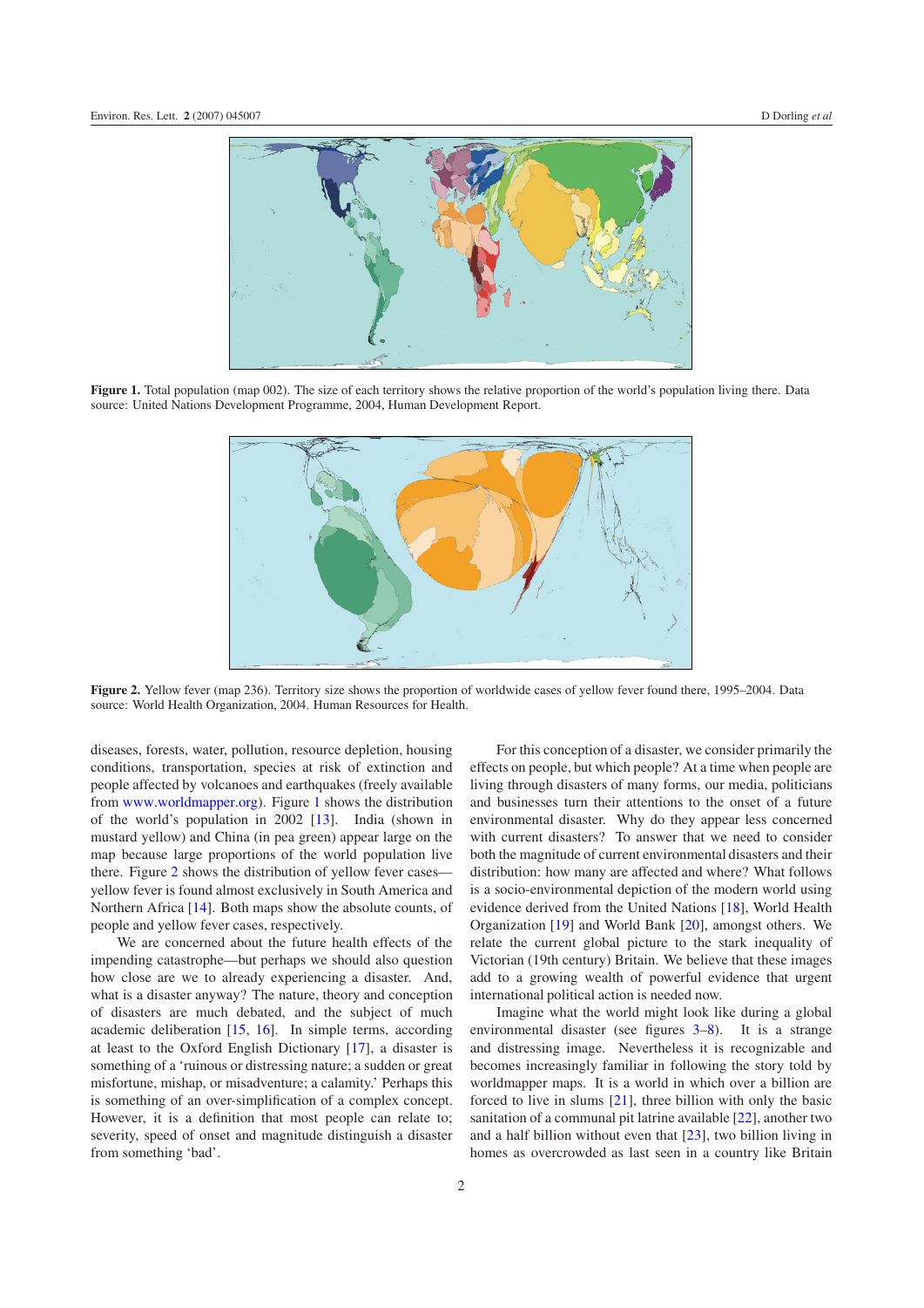**Figure 1.** Total population (map 002). The size of each territory shows the relative proportion of the world's population living there. Data source: United Nations Development Programme, 2004, Human Development Report.

**Figure 2.** Yellow fever (map 236). Territory size shows the proportion of worldwide cases of yellow fever found there, 1995–2004. Data source: World Health Organization, 2004. Human Resources for Health.

diseases, forests, water, pollution, resource depletion, housing conditions, transportation, species at risk of extinction and people affected by volcanoes and earthquakes (freely available from www.worldmapper.org). Figure 1 shows the distribution of the world's population in 2002 [13]. India (shown in mustard yellow) and China (in pea green) appear large on the map because large proportions of the world population live there. Figure 2 shows the distribution of yellow fever cases—yellow fever is found almost exclusively in South America and Northern Africa [14]. Both maps show the absolute counts, of people and yellow fever cases, respectively.

We are concerned about the future health effects of the impending catastrophe—but perhaps we should also question how close are we to already experiencing a disaster. And, what is a disaster anyway? The nature, theory and conception of disasters are much debated, and the subject of much academic deliberation [15, 16]. In simple terms, according at least to the Oxford English Dictionary [17], a disaster is something of a 'ruinous or distressing nature; a sudden or great misfortune, mishap, or misadventure; a calamity.' Perhaps this is something of an over-simplification of a complex concept. However, it is a definition that most people can relate to; severity, speed of onset and magnitude distinguish a disaster from something 'bad'.

For this conception of a disaster, we consider primarily the effects on people, but which people? At a time when people are living through disasters of many forms, our media, politicians and businesses turn their attentions to the onset of a future environmental disaster. Why do they appear less concerned with current disasters? To answer that we need to consider both the magnitude of current environmental disasters and their distribution: how many are affected and where? What follows is a socio-environmental depiction of the modern world using evidence derived from the United Nations [18], World Health Organization [19] and World Bank [20], amongst others. We relate the current global picture to the stark inequality of Victorian (19th century) Britain. We believe that these images add to a growing wealth of powerful evidence that urgent international political action is needed now.

Imagine what the world might look like during a global environmental disaster (see figures 3–8). It is a strange and distressing image. Nevertheless it is recognizable and becomes increasingly familiar in following the story told by worldmapper maps. It is a world in which over a billion are forced to live in slums [21], three billion with only the basic sanitation of a communal pit latrine available [22], another two and a half billion without even that [23], two billion living in homes as overcrowded as last seen in a country like Britain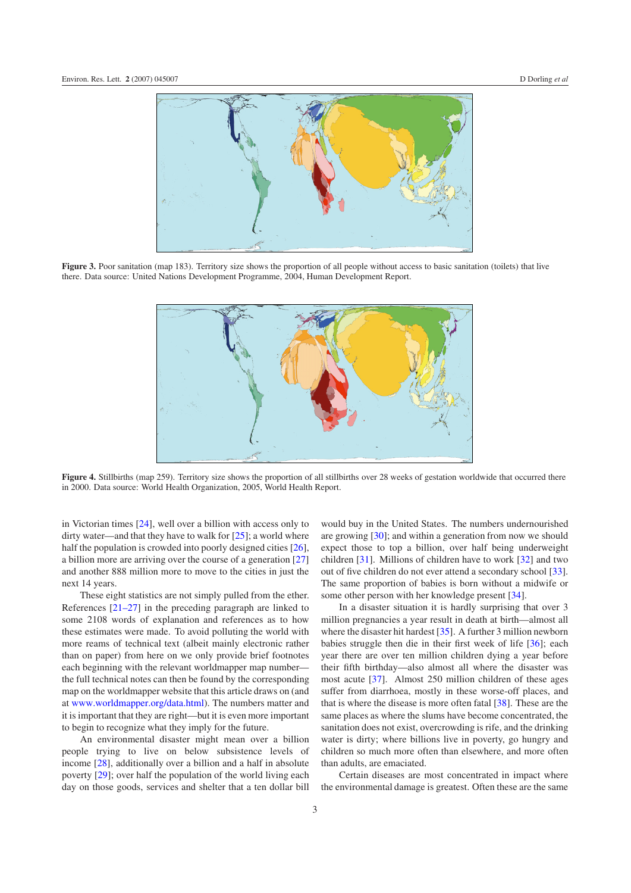**Figure 3.** Poor sanitation (map 183). Territory size shows the proportion of all people without access to basic sanitation (toilets) that live there. Data source: United Nations Development Programme, 2004, Human Development Report.

**Figure 4.** Stillbirths (map 259). Territory size shows the proportion of all stillbirths over 28 weeks of gestation worldwide that occurred there in 2000. Data source: World Health Organization, 2005, World Health Report.

in Victorian times [24], well over a billion with access only to dirty water—and that they have to walk for [25]; a world where half the population is crowded into poorly designed cities [26], a billion more are arriving over the course of a generation [27] and another 888 million more to move to the cities in just the next 14 years.

These eight statistics are not simply pulled from the ether. References [21–27] in the preceding paragraph are linked to some 2108 words of explanation and references as to how these estimates were made. To avoid polluting the world with more reams of technical text (albeit mainly electronic rather than on paper) from here on we only provide brief footnotes each beginning with the relevant worldmapper map number—the full technical notes can then be found by the corresponding map on the worldmapper website that this article draws on (and at www.worldmapper.org/data.html). The numbers matter and it is important that they are right—but it is even more important to begin to recognize what they imply for the future.

An environmental disaster might mean over a billion people trying to live on below subsistence levels of income [28], additionally over a billion and a half in absolute poverty [29]; over half the population of the world living each day on those goods, services and shelter that a ten dollar bill would buy in the United States. The numbers undernourished are growing [30]; and within a generation from now we should expect those to top a billion, over half being underweight children [31]. Millions of children have to work [32] and two out of five children do not ever attend a secondary school [33]. The same proportion of babies is born without a midwife or some other person with her knowledge present [34].

In a disaster situation it is hardly surprising that over 3 million pregnancies a year result in death at birth—almost all where the disaster hit hardest [35]. A further 3 million newborn babies struggle then die in their first week of life [36]; each year there are over ten million children dying a year before their fifth birthday—also almost all where the disaster was most acute [37]. Almost 250 million children of these ages suffer from diarrhoea, mostly in these worse-off places, and that is where the disease is more often fatal [38]. These are the same places as where the slums have become concentrated, the sanitation does not exist, overcrowding is rife, and the drinking water is dirty; where billions live in poverty, go hungry and children so much more often than elsewhere, and more often than adults, are emaciated.

Certain diseases are most concentrated in impact where the environmental damage is greatest. Often these are the same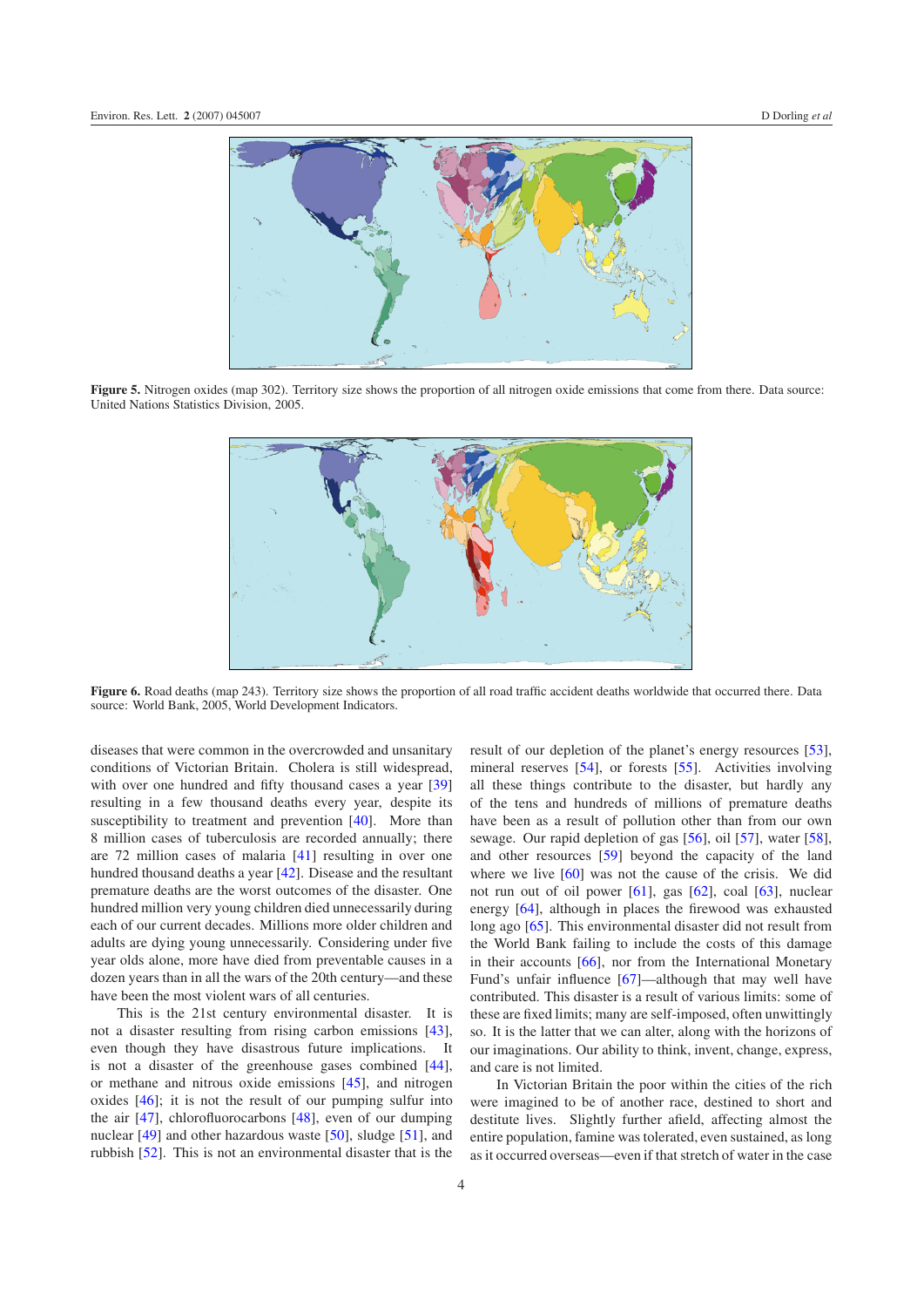Figure 5. Nitrogen oxides (map 302). Territory size shows the proportion of all nitrogen oxide emissions that come from there. Data source: United Nations Statistics Division, 2005.

Figure 6. Road deaths (map 243). Territory size shows the proportion of all road traffic accident deaths worldwide that occurred there. Data source: World Bank, 2005, World Development Indicators.

diseases that were common in the overcrowded and unsanitary conditions of Victorian Britain. Cholera is still widespread, with over one hundred and fifty thousand cases a year [39] resulting in a few thousand deaths every year, despite its susceptibility to treatment and prevention [40]. More than 8 million cases of tuberculosis are recorded annually; there are 72 million cases of malaria [41] resulting in over one hundred thousand deaths a year [42]. Disease and the resultant premature deaths are the worst outcomes of the disaster. One hundred million very young children died unnecessarily during each of our current decades. Millions more older children and adults are dying young unnecessarily. Considering under five year olds alone, more have died from preventable causes in a dozen years than in all the wars of the 20th century—and these have been the most violent wars of all centuries.

This is the 21st century environmental disaster. It is not a disaster resulting from rising carbon emissions [43], even though they have disastrous future implications. It is not a disaster of the greenhouse gases combined [44], or methane and nitrous oxide emissions [45], and nitrogen oxides [46]; it is not the result of our pumping sulfur into the air [47], chlorofluorocarbons [48], even of our dumping nuclear [49] and other hazardous waste [50], sludge [51], and rubbish [52]. This is not an environmental disaster that is the result of our depletion of the planet's energy resources [53], mineral reserves [54], or forests [55]. Activities involving all these things contribute to the disaster, but hardly any of the tens and hundreds of millions of premature deaths have been as a result of pollution other than from our own sewage. Our rapid depletion of gas [56], oil [57], water [58], and other resources [59] beyond the capacity of the land where we live [60] was not the cause of the crisis. We did not run out of oil power [61], gas [62], coal [63], nuclear energy [64], although in places the firewood was exhausted long ago [65]. This environmental disaster did not result from the World Bank failing to include the costs of this damage in their accounts [66], nor from the International Monetary Fund's unfair influence [67]—although that may well have contributed. This disaster is a result of various limits: some of these are fixed limits; many are self-imposed, often unwittingly so. It is the latter that we can alter, along with the horizons of our imaginations. Our ability to think, invent, change, express, and care is not limited.

In Victorian Britain the poor within the cities of the rich were imagined to be of another race, destined to short and destitute lives. Slightly further afield, affecting almost the entire population, famine was tolerated, even sustained, as long as it occurred overseas—even if that stretch of water in the case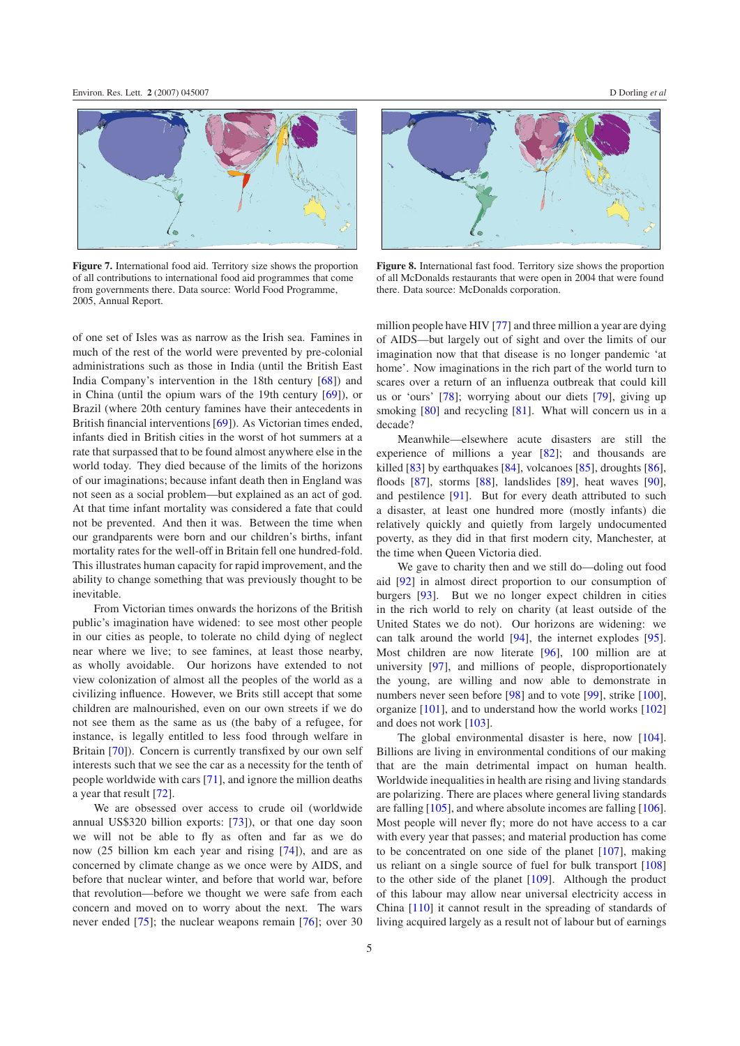Figure 7. International food aid. Territory size shows the proportion of all contributions to international food aid programmes that come from governments there. Data source: World Food Programme, 2005, Annual Report.

Figure 8. International fast food. Territory size shows the proportion of all McDonalds restaurants that were open in 2004 that were found there. Data source: McDonalds corporation.

of one set of Isles was as narrow as the Irish sea. Famines in much of the rest of the world were prevented by pre-colonial administrations such as those in India (until the British East India Company's intervention in the 18th century [68]) and in China (until the opium wars of the 19th century [69]), or Brazil (where 20th century famines have their antecedents in British financial interventions [69]). As Victorian times ended, infants died in British cities in the worst of hot summers at a rate that surpassed that to be found almost anywhere else in the world today. They died because of the limits of the horizons of our imaginations; because infant death then in England was not seen as a social problem—but explained as an act of god. At that time infant mortality was considered a fate that could not be prevented. And then it was. Between the time when our grandparents were born and our children's births, infant mortality rates for the well-off in Britain fell one hundred-fold. This illustrates human capacity for rapid improvement, and the ability to change something that was previously thought to be inevitable.

From Victorian times onwards the horizons of the British public's imagination have widened: to see most other people in our cities as people, to tolerate no child dying of neglect near where we live; to see famines, at least those nearby, as wholly avoidable. Our horizons have extended to not view colonization of almost all the peoples of the world as a civilizing influence. However, we Brits still accept that some children are malnourished, even on our own streets if we do not see them as the same as us (the baby of a refugee, for instance, is legally entitled to less food through welfare in Britain [70]). Concern is currently transfixed by our own self interests such that we see the car as a necessity for the tenth of people worldwide with cars [71], and ignore the million deaths a year that result [72].

We are obsessed over access to crude oil (worldwide annual US$320 billion exports: [73]), or that one day soon we will not be able to fly as often and far as we do now (25 billion km each year and rising [74]), and are as concerned by climate change as we once were by AIDS, and before that nuclear winter, and before that world war, before that revolution—before we thought we were safe from each concern and moved on to worry about the next. The wars never ended [75]; the nuclear weapons remain [76]; over 30 million people have HIV [77] and three million a year are dying of AIDS—but largely out of sight and over the limits of our imagination now that that disease is no longer pandemic 'at home'. Now imaginations in the rich part of the world turn to scares over a return of an influenza outbreak that could kill us or 'ours' [78]; worrying about our diets [79], giving up smoking [80] and recycling [81]. What will concern us in a decade?

Meanwhile—elsewhere acute disasters are still the experience of millions a year [82]; and thousands are killed [83] by earthquakes [84], volcanoes [85], droughts [86], floods [87], storms [88], landslides [89], heat waves [90], and pestilence [91]. But for every death attributed to such a disaster, at least one hundred more (mostly infants) die relatively quickly and quietly from largely undocumented poverty, as they did in that first modern city, Manchester, at the time when Queen Victoria died.

We gave to charity then and we still do—doling out food aid [92] in almost direct proportion to our consumption of burgers [93]. But we no longer expect children in cities in the rich world to rely on charity (at least outside of the United States we do not). Our horizons are widening: we can talk around the world [94], the internet explodes [95]. Most children are now literate [96], 100 million are at university [97], and millions of people, disproportionately the young, are willing and now able to demonstrate in numbers never seen before [98] and to vote [99], strike [100], organize [101], and to understand how the world works [102] and does not work [103].

The global environmental disaster is here, now [104]. Billions are living in environmental conditions of our making that are the main detrimental impact on human health. Worldwide inequalities in health are rising and living standards are polarizing. There are places where general living standards are falling [105], and where absolute incomes are falling [106]. Most people will never fly; more do not have access to a car with every year that passes; and material production has come to be concentrated on one side of the planet [107], making us reliant on a single source of fuel for bulk transport [108] to the other side of the planet [109]. Although the product of this labour may allow near universal electricity access in China [110] it cannot result in the spreading of standards of living acquired largely as a result not of labour but of earnings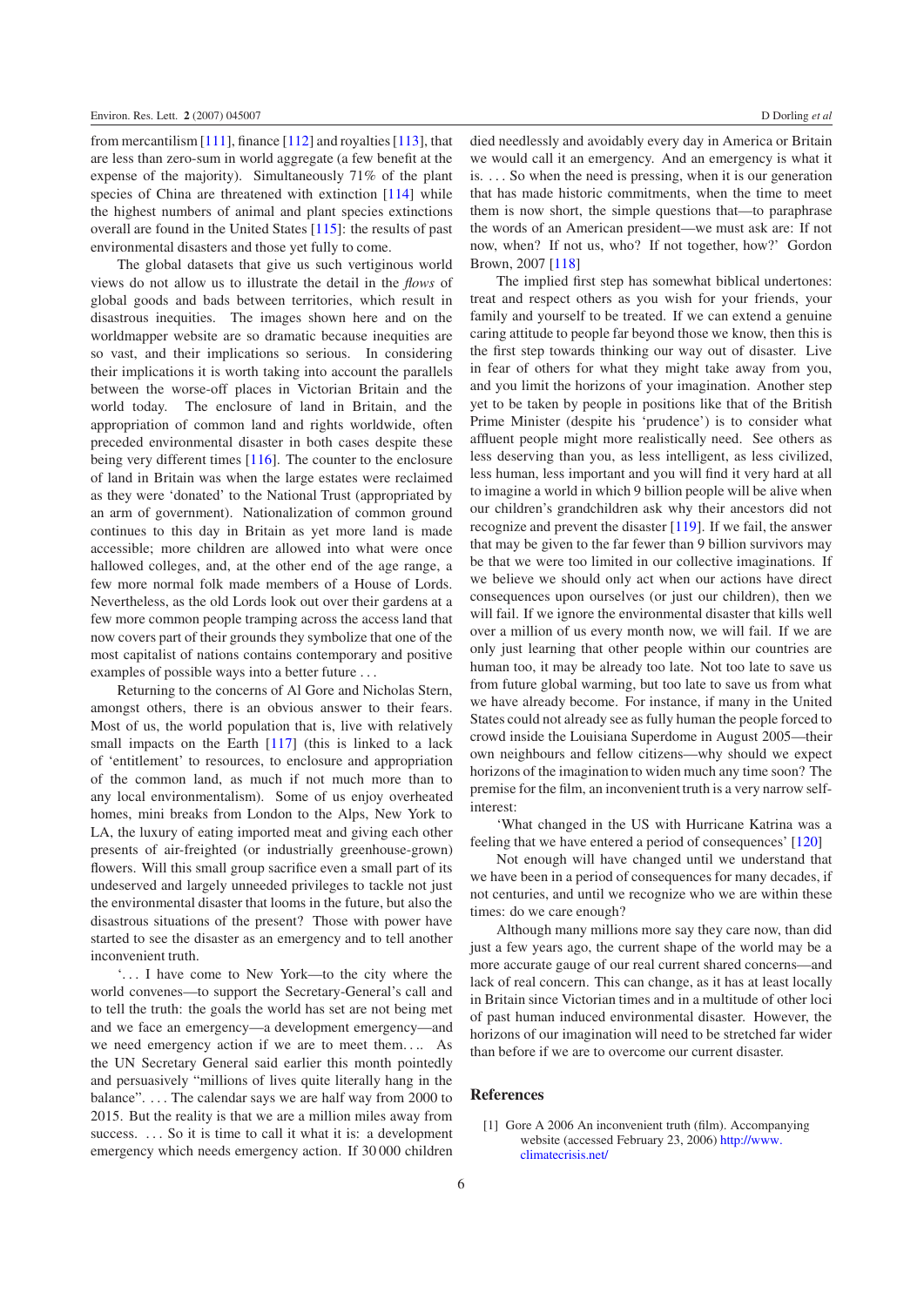from mercantilism [111], finance [112] and royalties [113], that are less than zero-sum in world aggregate (a few benefit at the expense of the majority). Simultaneously 71% of the plant species of China are threatened with extinction [114] while the highest numbers of animal and plant species extinctions overall are found in the United States [115]: the results of past environmental disasters and those yet fully to come.

The global datasets that give us such vertiginous world views do not allow us to illustrate the detail in the *flows* of global goods and bads between territories, which result in disastrous inequities. The images shown here and on the worldmapper website are so dramatic because inequities are so vast, and their implications so serious. In considering their implications it is worth taking into account the parallels between the worse-off places in Victorian Britain and the world today. The enclosure of land in Britain, and the appropriation of common land and rights worldwide, often preceded environmental disaster in both cases despite these being very different times [116]. The counter to the enclosure of land in Britain was when the large estates were reclaimed as they were 'donated' to the National Trust (appropriated by an arm of government). Nationalization of common ground continues to this day in Britain as yet more land is made accessible; more children are allowed into what were once hallowed colleges, and, at the other end of the age range, a few more normal folk made members of a House of Lords. Nevertheless, as the old Lords look out over their gardens at a few more common people tramping across the access land that now covers part of their grounds they symbolize that one of the most capitalist of nations contains contemporary and positive examples of possible ways into a better future . . .

Returning to the concerns of Al Gore and Nicholas Stern, amongst others, there is an obvious answer to their fears. Most of us, the world population that is, live with relatively small impacts on the Earth [117] (this is linked to a lack of 'entitlement' to resources, to enclosure and appropriation of the common land, as much if not much more than to any local environmentalism). Some of us enjoy overheated homes, mini breaks from London to the Alps, New York to LA, the luxury of eating imported meat and giving each other presents of air-freighted (or industrially greenhouse-grown) flowers. Will this small group sacrifice even a small part of its undeserved and largely unneeded privileges to tackle not just the environmental disaster that looms in the future, but also the disastrous situations of the present? Those with power have started to see the disaster as an emergency and to tell another inconvenient truth.

'. . . I have come to New York—to the city where the world convenes—to support the Secretary-General's call and to tell the truth: the goals the world has set are not being met and we face an emergency—a development emergency—and we need emergency action if we are to meet them. . . . As the UN Secretary General said earlier this month pointedly and persuasively "millions of lives quite literally hang in the balance". . . . The calendar says we are half way from 2000 to 2015. But the reality is that we are a million miles away from success. . . . So it is time to call it what it is: a development emergency which needs emergency action. If 30 000 children died needlessly and avoidably every day in America or Britain we would call it an emergency. And an emergency is what it is. . . . So when the need is pressing, when it is our generation that has made historic commitments, when the time to meet them is now short, the simple questions that—to paraphrase the words of an American president—we must ask are: If not now, when? If not us, who? If not together, how?' Gordon Brown, 2007 [118]

The implied first step has somewhat biblical undertones: treat and respect others as you wish for your friends, your family and yourself to be treated. If we can extend a genuine caring attitude to people far beyond those we know, then this is the first step towards thinking our way out of disaster. Live in fear of others for what they might take away from you, and you limit the horizons of your imagination. Another step yet to be taken by people in positions like that of the British Prime Minister (despite his 'prudence') is to consider what affluent people might more realistically need. See others as less deserving than you, as less intelligent, as less civilized, less human, less important and you will find it very hard at all to imagine a world in which 9 billion people will be alive when our children's grandchildren ask why their ancestors did not recognize and prevent the disaster [119]. If we fail, the answer that may be given to the far fewer than 9 billion survivors may be that we were too limited in our collective imaginations. If we believe we should only act when our actions have direct consequences upon ourselves (or just our children), then we will fail. If we ignore the environmental disaster that kills well over a million of us every month now, we will fail. If we are only just learning that other people within our countries are human too, it may be already too late. Not too late to save us from future global warming, but too late to save us from what we have already become. For instance, if many in the United States could not already see as fully human the people forced to crowd inside the Louisiana Superdome in August 2005—their own neighbours and fellow citizens—why should we expect horizons of the imagination to widen much any time soon? The premise for the film, an inconvenient truth is a very narrow self-interest:

'What changed in the US with Hurricane Katrina was a feeling that we have entered a period of consequences' [120]

Not enough will have changed until we understand that we have been in a period of consequences for many decades, if not centuries, and until we recognize who we are within these times: do we care enough?

Although many millions more say they care now, than did just a few years ago, the current shape of the world may be a more accurate gauge of our real current shared concerns—and lack of real concern. This can change, as it has at least locally in Britain since Victorian times and in a multitude of other loci of past human induced environmental disaster. However, the horizons of our imagination will need to be stretched far wider than before if we are to overcome our current disaster.

## References

[1] Gore A 2006 An inconvenient truth (film). Accompanying website (accessed February 23, 2006) http://www.climatecrisis.net/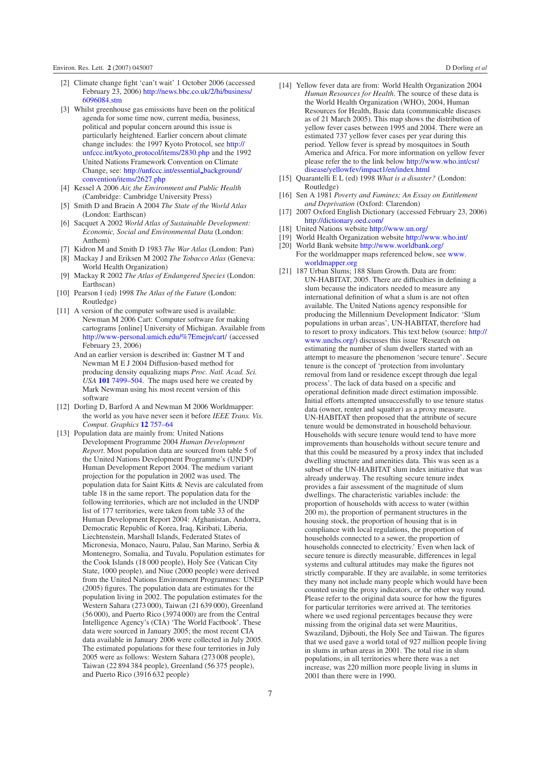[2] Climate change fight 'can't wait' 1 October 2006 (accessed February 23, 2006) http://news.bbc.co.uk/2/hi/business/6096084.stm

[3] Whilst greenhouse gas emissions have been on the political agenda for some time now, current media, business, political and popular concern around this issue is particularly heightened. Earlier concern about climate change includes: the 1997 Kyoto Protocol, see http://unfccc.int/kyoto_protocol/items/2830.php and the 1992 United Nations Framework Convention on Climate Change, see: http://unfccc.int/essential_background/convention/items/2627.php

[4] Kessel A 2006 *Air, the Environment and Public Health* (Cambridge: Cambridge University Press)

[5] Smith D and Braein A 2004 *The State of the World Atlas* (London: Earthscan)

[6] Sacquet A 2002 *World Atlas of Sustainable Development: Economic, Social and Environmental Data* (London: Anthem)

[7] Kidron M and Smith D 1983 *The War Atlas* (London: Pan)

[8] Mackay J and Eriksen M 2002 *The Tobacco Atlas* (Geneva: World Health Organization)

[9] Mackay R 2002 *The Atlas of Endangered Species* (London: Earthscan)

[10] Pearson I (ed) 1998 *The Atlas of the Future* (London: Routledge)

[11] A version of the computer software used is available: Newman M 2006 Cart: Computer software for making cartograms [online] University of Michigan. Available from http://www-personal.umich.edu/%7Emejn/cart/ (accessed February 23, 2006)
And an earlier version is described in: Gastner M T and Newman M E J 2004 Diffusion-based method for producing density equalizing maps *Proc. Natl. Acad. Sci. USA* **101** 7499–504. The maps used here we created by Mark Newman using his most recent version of this software

[12] Dorling D, Barford A and Newman M 2006 Worldmapper: the world as you have never seen it before *IEEE Trans. Vis. Comput. Graphics* **12** 757–64

[13] Population data are mainly from: United Nations Development Programme 2004 *Human Development Report*. Most population data are sourced from table 5 of the United Nations Development Programme's (UNDP) Human Development Report 2004. The medium variant projection for the population in 2002 was used. The population data for Saint Kitts & Nevis are calculated from table 18 in the same report. The population data for the following territories, which are not included in the UNDP list of 177 territories, were taken from table 33 of the Human Development Report 2004: Afghanistan, Andorra, Democratic Republic of Korea, Iraq, Kiribati, Liberia, Liechtenstein, Marshall Islands, Federated States of Micronesia, Monaco, Nauru, Palau, San Marino, Serbia & Montenegro, Somalia, and Tuvalu. Population estimates for the Cook Islands (18 000 people), Holy See (Vatican City State, 1000 people), and Niue (2000 people) were derived from the United Nations Environment Programmes: UNEP (2005) figures. The population data are estimates for the population living in 2002. The population estimates for the Western Sahara (273 000), Taiwan (21 639 000), Greenland (56 000), and Puerto Rico (3974 000) are from the Central Intelligence Agency's (CIA) 'The World Factbook'. These data were sourced in January 2005; the most recent CIA data available in January 2006 were collected in July 2005. The estimated populations for these four territories in July 2005 were as follows: Western Sahara (273 008 people), Taiwan (22 894 384 people), Greenland (56 375 people), and Puerto Rico (3916 632 people)

[14] Yellow fever data are from: World Health Organization 2004 *Human Resources for Health*. The source of these data is the World Health Organization (WHO), 2004, Human Resources for Health, Basic data (communicable diseases as of 21 March 2005). This map shows the distribution of yellow fever cases between 1995 and 2004. There were an estimated 737 yellow fever cases per year during this period. Yellow fever is spread by mosquitoes in South America and Africa. For more information on yellow fever please refer the to the link below http://www.who.int/csr/disease/yellowfev/impact1/en/index.html

[15] Quarantelli E L (ed) 1998 *What is a disaster?* (London: Routledge)

[16] Sen A 1981 *Poverty and Famines; An Essay on Entitlement and Deprivation* (Oxford: Clarendon)

[17] 2007 Oxford English Dictionary (accessed February 23, 2006) http://dictionary.oed.com/

[18] United Nations website http://www.un.org/

[19] World Health Organization website http://www.who.int/

[20] World Bank website http://www.worldbank.org/
For the worldmapper maps referenced below, see www.worldmapper.org

[21] 187 Urban Slums; 188 Slum Growth. Data are from: UN-HABITAT, 2005. There are difficulties in defining a slum because the indicators needed to measure any international definition of what a slum is are not often available. The United Nations agency responsible for producing the Millennium Development Indicator: 'Slum populations in urban areas', UN-HABITAT, therefore had to resort to proxy indicators. This text below (source: http://www.unchs.org/) discusses this issue 'Research on estimating the number of slum dwellers started with an attempt to measure the phenomenon 'secure tenure'. Secure tenure is the concept of 'protection from involuntary removal from land or residence except through due legal process'. The lack of data based on a specific and operational definition made direct estimation impossible. Initial efforts attempted unsuccessfully to use tenure status data (owner, renter and squatter) as a proxy measure. UN-HABITAT then proposed that the attribute of secure tenure would be demonstrated in household behaviour. Households with secure tenure would tend to have more improvements than households without secure tenure and that this could be measured by a proxy index that included dwelling structure and amenities data. This was seen as a subset of the UN-HABITAT slum index initiative that was already underway. The resulting secure tenure index provides a fair assessment of the magnitude of slum dwellings. The characteristic variables include: the proportion of households with access to water (within 200 m), the proportion of permanent structures in the housing stock, the proportion of housing that is in compliance with local regulations, the proportion of households connected to a sewer, the proportion of households connected to electricity.' Even when lack of secure tenure is directly measurable, differences in legal systems and cultural attitudes may make the figures not strictly comparable. If they are available, in some territories they many not include many people which would have been counted using the proxy indicators, or the other way round. Please refer to the original data source for how the figures for particular territories were arrived at. The territories where we used regional percentages because they were missing from the original data set were Mauritius, Swaziland, Djibouti, the Holy See and Taiwan. The figures that we used gave a world total of 927 million people living in slums in urban areas in 2001. The total rise in slum populations, in all territories where there was a net increase, was 220 million more people living in slums in 2001 than there were in 1990.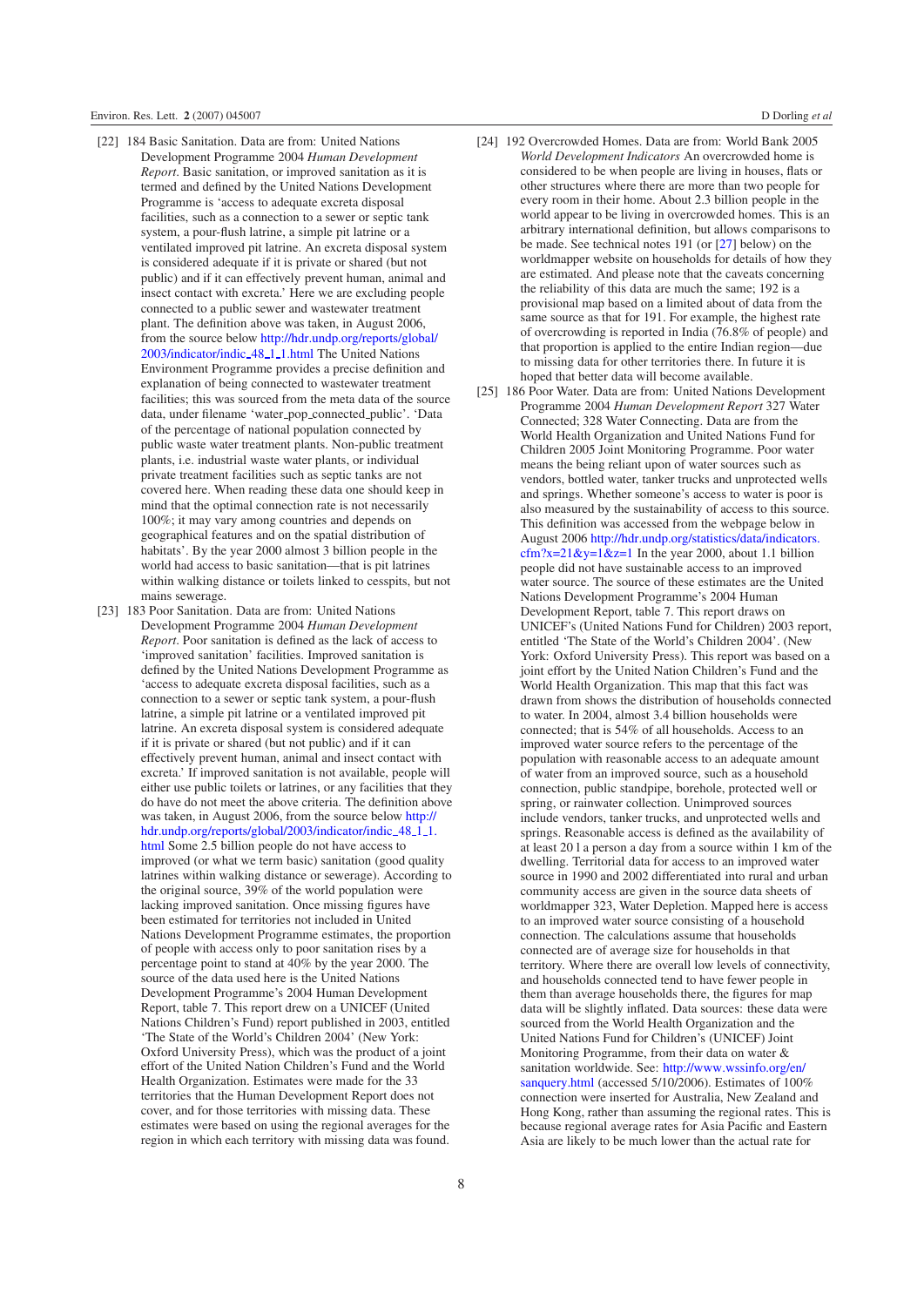[22] 184 Basic Sanitation. Data are from: United Nations Development Programme 2004 *Human Development Report*. Basic sanitation, or improved sanitation as it is termed and defined by the United Nations Development Programme is 'access to adequate excreta disposal facilities, such as a connection to a sewer or septic tank system, a pour-flush latrine, a simple pit latrine or a ventilated improved pit latrine. An excreta disposal system is considered adequate if it is private or shared (but not public) and if it can effectively prevent human, animal and insect contact with excreta.' Here we are excluding people connected to a public sewer and wastewater treatment plant. The definition above was taken, in August 2006, from the source below http://hdr.undp.org/reports/global/2003/indicator/indic_48_1_1.html The United Nations Environment Programme provides a precise definition and explanation of being connected to wastewater treatment facilities; this was sourced from the meta data of the source data, under filename 'water_pop_connected_public'. 'Data of the percentage of national population connected by public waste water treatment plants. Non-public treatment plants, i.e. industrial waste water plants, or individual private treatment facilities such as septic tanks are not covered here. When reading these data one should keep in mind that the optimal connection rate is not necessarily 100%; it may vary among countries and depends on geographical features and on the spatial distribution of habitats'. By the year 2000 almost 3 billion people in the world had access to basic sanitation—that is pit latrines within walking distance or toilets linked to cesspits, but not mains sewerage.

[23] 183 Poor Sanitation. Data are from: United Nations Development Programme 2004 *Human Development Report*. Poor sanitation is defined as the lack of access to 'improved sanitation' facilities. Improved sanitation is defined by the United Nations Development Programme as 'access to adequate excreta disposal facilities, such as a connection to a sewer or septic tank system, a pour-flush latrine, a simple pit latrine or a ventilated improved pit latrine. An excreta disposal system is considered adequate if it is private or shared (but not public) and if it can effectively prevent human, animal and insect contact with excreta.' If improved sanitation is not available, people will either use public toilets or latrines, or any facilities that they do have do not meet the above criteria. The definition above was taken, in August 2006, from the source below http://hdr.undp.org/reports/global/2003/indicator/indic_48_1_1.html Some 2.5 billion people do not have access to improved (or what we term basic) sanitation (good quality latrines within walking distance or sewerage). According to the original source, 39% of the world population were lacking improved sanitation. Once missing figures have been estimated for territories not included in United Nations Development Programme estimates, the proportion of people with access only to poor sanitation rises by a percentage point to stand at 40% by the year 2000. The source of the data used here is the United Nations Development Programme's 2004 Human Development Report, table 7. This report drew on a UNICEF (United Nations Children's Fund) report published in 2003, entitled 'The State of the World's Children 2004' (New York: Oxford University Press), which was the product of a joint effort of the United Nation Children's Fund and the World Health Organization. Estimates were made for the 33 territories that the Human Development Report does not cover, and for those territories with missing data. These estimates were based on using the regional averages for the region in which each territory with missing data was found.

[24] 192 Overcrowded Homes. Data are from: World Bank 2005 *World Development Indicators* An overcrowded home is considered to be when people are living in houses, flats or other structures where there are more than two people for every room in their home. About 2.3 billion people in the world appear to be living in overcrowded homes. This is an arbitrary international definition, but allows comparisons to be made. See technical notes 191 (or [27] below) on the worldmapper website on households for details of how they are estimated. And please note that the caveats concerning the reliability of this data are much the same; 192 is a provisional map based on a limited about of data from the same source as that for 191. For example, the highest rate of overcrowding is reported in India (76.8% of people) and that proportion is applied to the entire Indian region—due to missing data for other territories there. In future it is hoped that better data will become available.

[25] 186 Poor Water. Data are from: United Nations Development Programme 2004 *Human Development Report* 327 Water Connected; 328 Water Connecting. Data are from the World Health Organization and United Nations Fund for Children 2005 Joint Monitoring Programme. Poor water means the being reliant upon of water sources such as vendors, bottled water, tanker trucks and unprotected wells and springs. Whether someone's access to water is poor is also measured by the sustainability of access to this source. This definition was accessed from the webpage below in August 2006 http://hdr.undp.org/statistics/data/indicators.cfm?x=21&y=1&z=1 In the year 2000, about 1.1 billion people did not have sustainable access to an improved water source. The source of these estimates are the United Nations Development Programme's 2004 Human Development Report, table 7. This report draws on UNICEF's (United Nations Fund for Children) 2003 report, entitled 'The State of the World's Children 2004'. (New York: Oxford University Press). This report was based on a joint effort by the United Nation Children's Fund and the World Health Organization. This map that this fact was drawn from shows the distribution of households connected to water. In 2004, almost 3.4 billion households were connected; that is 54% of all households. Access to an improved water source refers to the percentage of the population with reasonable access to an adequate amount of water from an improved source, such as a household connection, public standpipe, borehole, protected well or spring, or rainwater collection. Unimproved sources include vendors, tanker trucks, and unprotected wells and springs. Reasonable access is defined as the availability of at least 20 l a person a day from a source within 1 km of the dwelling. Territorial data for access to an improved water source in 1990 and 2002 differentiated into rural and urban community access are given in the source data sheets of worldmapper 323, Water Depletion. Mapped here is access to an improved water source consisting of a household connection. The calculations assume that households connected are of average size for households in that territory. Where there are overall low levels of connectivity, and households connected tend to have fewer people in them than average households there, the figures for map data will be slightly inflated. Data sources: these data were sourced from the World Health Organization and the United Nations Fund for Children's (UNICEF) Joint Monitoring Programme, from their data on water & sanitation worldwide. See: http://www.wssinfo.org/en/sanquery.html (accessed 5/10/2006). Estimates of 100% connection were inserted for Australia, New Zealand and Hong Kong, rather than assuming the regional rates. This is because regional average rates for Asia Pacific and Eastern Asia are likely to be much lower than the actual rate for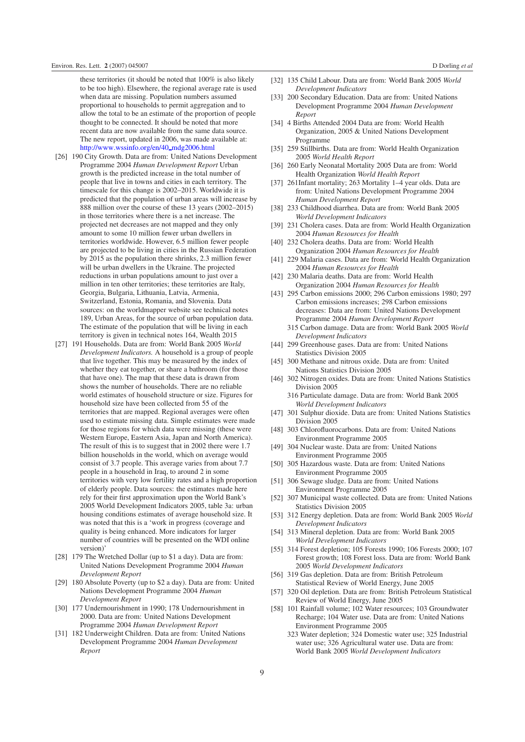these territories (it should be noted that 100% is also likely to be too high). Elsewhere, the regional average rate is used when data are missing. Population numbers assumed proportional to households to permit aggregation and to allow the total to be an estimate of the proportion of people thought to be connected. It should be noted that more recent data are now available from the same data source. The new report, updated in 2006, was made available at: http://www.wssinfo.org/en/40_mdg2006.html

[26] 190 City Growth. Data are from: United Nations Development Programme 2004 *Human Development Report* Urban growth is the predicted increase in the total number of people that live in towns and cities in each territory. The timescale for this change is 2002–2015. Worldwide it is predicted that the population of urban areas will increase by 888 million over the course of these 13 years (2002–2015) in those territories where there is a net increase. The projected net decreases are not mapped and they only amount to some 10 million fewer urban dwellers in territories worldwide. However, 6.5 million fewer people are projected to be living in cities in the Russian Federation by 2015 as the population there shrinks, 2.3 million fewer will be urban dwellers in the Ukraine. The projected reductions in urban populations amount to just over a million in ten other territories; these territories are Italy, Georgia, Bulgaria, Lithuania, Latvia, Armenia, Switzerland, Estonia, Romania, and Slovenia. Data sources: on the worldmapper website see technical notes 189, Urban Areas, for the source of urban population data. The estimate of the population that will be living in each territory is given in technical notes 164, Wealth 2015

[27] 191 Households. Data are from: World Bank 2005 *World Development Indicators.* A household is a group of people that live together. This may be measured by the index of whether they eat together, or share a bathroom (for those that have one). The map that these data is drawn from shows the number of households. There are no reliable world estimates of household structure or size. Figures for household size have been collected from 55 of the territories that are mapped. Regional averages were often used to estimate missing data. Simple estimates were made for those regions for which data were missing (these were Western Europe, Eastern Asia, Japan and North America). The result of this is to suggest that in 2002 there were 1.7 billion households in the world, which on average would consist of 3.7 people. This average varies from about 7.7 people in a household in Iraq, to around 2 in some territories with very low fertility rates and a high proportion of elderly people. Data sources: the estimates made here rely for their first approximation upon the World Bank's 2005 World Development Indicators 2005, table 3a: urban housing conditions estimates of average household size. It was noted that this is a 'work in progress (coverage and quality is being enhanced. More indicators for larger number of countries will be presented on the WDI online version)'

[28] 179 The Wretched Dollar (up to $1 a day). Data are from: United Nations Development Programme 2004 *Human Development Report*

[29] 180 Absolute Poverty (up to $2 a day). Data are from: United Nations Development Programme 2004 *Human Development Report*

[30] 177 Undernourishment in 1990; 178 Undernourishment in 2000. Data are from: United Nations Development Programme 2004 *Human Development Report*

[31] 182 Underweight Children. Data are from: United Nations Development Programme 2004 *Human Development Report*

[32] 135 Child Labour. Data are from: World Bank 2005 *World Development Indicators*

[33] 200 Secondary Education. Data are from: United Nations Development Programme 2004 *Human Development Report*

[34] 4 Births Attended 2004 Data are from: World Health Organization, 2005 & United Nations Development Programme

[35] 259 Stillbirths. Data are from: World Health Organization 2005 *World Health Report*

[36] 260 Early Neonatal Mortality 2005 Data are from: World Health Organization *World Health Report*

[37] 261Infant mortality; 263 Mortality 1–4 year olds. Data are from: United Nations Development Programme 2004 *Human Development Report*

[38] 233 Childhood diarrhea. Data are from: World Bank 2005 *World Development Indicators*

[39] 231 Cholera cases. Data are from: World Health Organization 2004 *Human Resources for Health*

[40] 232 Cholera deaths. Data are from: World Health Organization 2004 *Human Resources for Health*

[41] 229 Malaria cases. Data are from: World Health Organization 2004 *Human Resources for Health*

[42] 230 Malaria deaths. Data are from: World Health Organization 2004 *Human Resources for Health*

[43] 295 Carbon emissions 2000; 296 Carbon emissions 1980; 297 Carbon emissions increases; 298 Carbon emissions decreases: Data are from: United Nations Development Programme 2004 *Human Development Report*
315 Carbon damage. Data are from: World Bank 2005 *World Development Indicators*

[44] 299 Greenhouse gases. Data are from: United Nations Statistics Division 2005

[45] 300 Methane and nitrous oxide. Data are from: United Nations Statistics Division 2005

[46] 302 Nitrogen oxides. Data are from: United Nations Statistics Division 2005
316 Particulate damage. Data are from: World Bank 2005 *World Development Indicators*

[47] 301 Sulphur dioxide. Data are from: United Nations Statistics Division 2005

[48] 303 Chlorofluorocarbons. Data are from: United Nations Environment Programme 2005

[49] 304 Nuclear waste. Data are from: United Nations Environment Programme 2005

[50] 305 Hazardous waste. Data are from: United Nations Environment Programme 2005

[51] 306 Sewage sludge. Data are from: United Nations Environment Programme 2005

[52] 307 Municipal waste collected. Data are from: United Nations Statistics Division 2005

[53] 312 Energy depletion. Data are from: World Bank 2005 *World Development Indicators*

[54] 313 Mineral depletion. Data are from: World Bank 2005 *World Development Indicators*

[55] 314 Forest depletion; 105 Forests 1990; 106 Forests 2000; 107 Forest growth; 108 Forest loss. Data are from: World Bank 2005 *World Development Indicators*

[56] 319 Gas depletion. Data are from: British Petroleum Statistical Review of World Energy, June 2005

[57] 320 Oil depletion. Data are from: British Petroleum Statistical Review of World Energy, June 2005

[58] 101 Rainfall volume; 102 Water resources; 103 Groundwater Recharge; 104 Water use. Data are from: United Nations Environment Programme 2005
323 Water depletion; 324 Domestic water use; 325 Industrial water use; 326 Agricultural water use. Data are from: World Bank 2005 *World Development Indicators*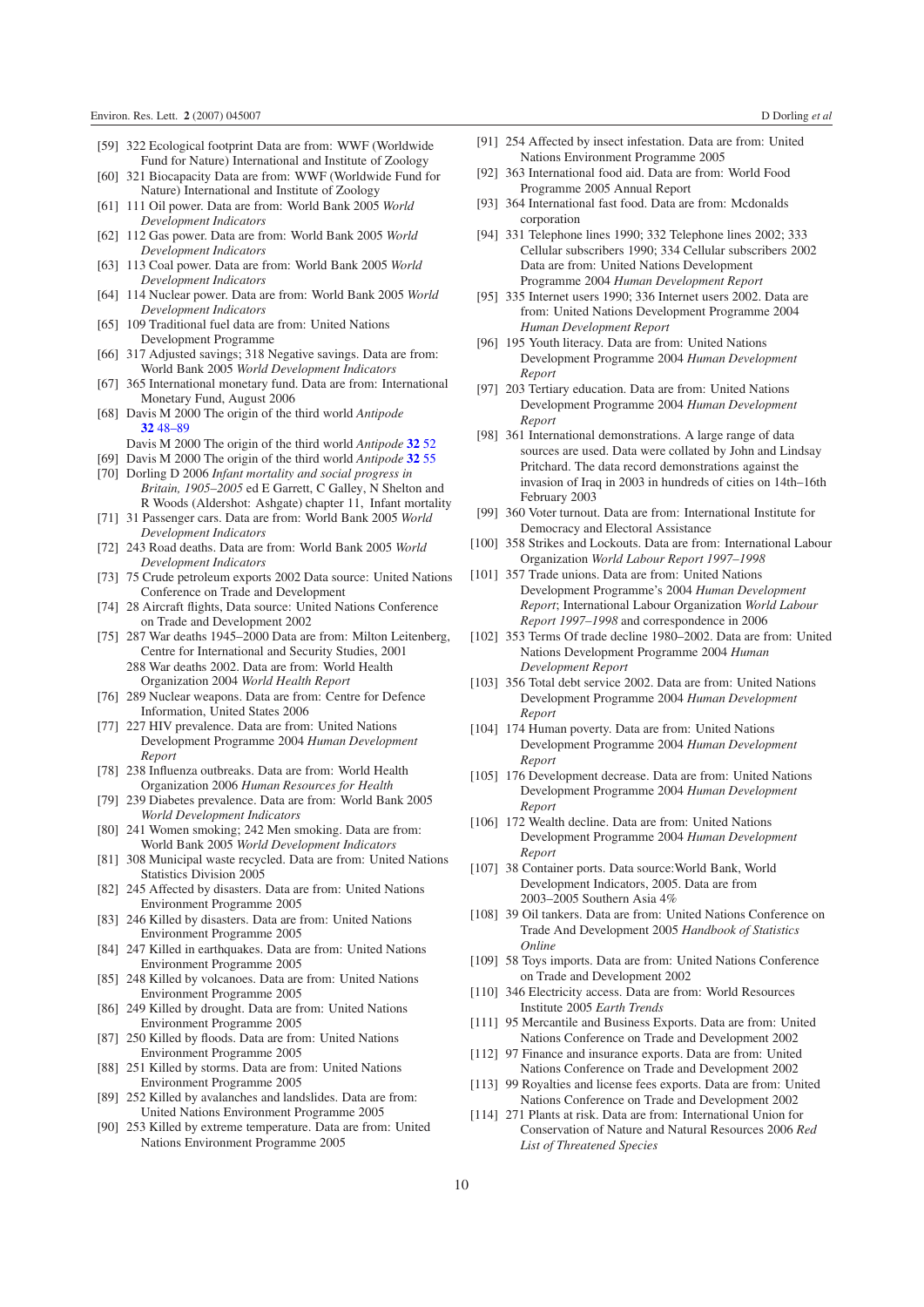[59] 322 Ecological footprint Data are from: WWF (Worldwide Fund for Nature) International and Institute of Zoology

[60] 321 Biocapacity Data are from: WWF (Worldwide Fund for Nature) International and Institute of Zoology

[61] 111 Oil power. Data are from: World Bank 2005 *World Development Indicators*

[62] 112 Gas power. Data are from: World Bank 2005 *World Development Indicators*

[63] 113 Coal power. Data are from: World Bank 2005 *World Development Indicators*

[64] 114 Nuclear power. Data are from: World Bank 2005 *World Development Indicators*

[65] 109 Traditional fuel data are from: United Nations Development Programme

[66] 317 Adjusted savings; 318 Negative savings. Data are from: World Bank 2005 *World Development Indicators*

[67] 365 International monetary fund. Data are from: International Monetary Fund, August 2006

[68] Davis M 2000 The origin of the third world *Antipode* **32** 48–89
Davis M 2000 The origin of the third world *Antipode* **32** 52

[69] Davis M 2000 The origin of the third world *Antipode* **32** 55

[70] Dorling D 2006 *Infant mortality and social progress in Britain, 1905–2005* ed E Garrett, C Galley, N Shelton and R Woods (Aldershot: Ashgate) chapter 11, Infant mortality

[71] 31 Passenger cars. Data are from: World Bank 2005 *World Development Indicators*

[72] 243 Road deaths. Data are from: World Bank 2005 *World Development Indicators*

[73] 75 Crude petroleum exports 2002 Data source: United Nations Conference on Trade and Development

[74] 28 Aircraft flights, Data source: United Nations Conference on Trade and Development 2002

[75] 287 War deaths 1945–2000 Data are from: Milton Leitenberg, Centre for International and Security Studies, 2001
288 War deaths 2002. Data are from: World Health Organization 2004 *World Health Report*

[76] 289 Nuclear weapons. Data are from: Centre for Defence Information, United States 2006

[77] 227 HIV prevalence. Data are from: United Nations Development Programme 2004 *Human Development Report*

[78] 238 Influenza outbreaks. Data are from: World Health Organization 2006 *Human Resources for Health*

[79] 239 Diabetes prevalence. Data are from: World Bank 2005 *World Development Indicators*

[80] 241 Women smoking; 242 Men smoking. Data are from: World Bank 2005 *World Development Indicators*

[81] 308 Municipal waste recycled. Data are from: United Nations Statistics Division 2005

[82] 245 Affected by disasters. Data are from: United Nations Environment Programme 2005

[83] 246 Killed by disasters. Data are from: United Nations Environment Programme 2005

[84] 247 Killed in earthquakes. Data are from: United Nations Environment Programme 2005

[85] 248 Killed by volcanoes. Data are from: United Nations Environment Programme 2005

[86] 249 Killed by drought. Data are from: United Nations Environment Programme 2005

[87] 250 Killed by floods. Data are from: United Nations Environment Programme 2005

[88] 251 Killed by storms. Data are from: United Nations Environment Programme 2005

[89] 252 Killed by avalanches and landslides. Data are from: United Nations Environment Programme 2005

[90] 253 Killed by extreme temperature. Data are from: United Nations Environment Programme 2005

[91] 254 Affected by insect infestation. Data are from: United Nations Environment Programme 2005

[92] 363 International food aid. Data are from: World Food Programme 2005 Annual Report

[93] 364 International fast food. Data are from: Mcdonalds corporation

[94] 331 Telephone lines 1990; 332 Telephone lines 2002; 333 Cellular subscribers 1990; 334 Cellular subscribers 2002 Data are from: United Nations Development Programme 2004 *Human Development Report*

[95] 335 Internet users 1990; 336 Internet users 2002. Data are from: United Nations Development Programme 2004 *Human Development Report*

[96] 195 Youth literacy. Data are from: United Nations Development Programme 2004 *Human Development Report*

[97] 203 Tertiary education. Data are from: United Nations Development Programme 2004 *Human Development Report*

[98] 361 International demonstrations. A large range of data sources are used. Data were collated by John and Lindsay Pritchard. The data record demonstrations against the invasion of Iraq in 2003 in hundreds of cities on 14th–16th February 2003

[99] 360 Voter turnout. Data are from: International Institute for Democracy and Electoral Assistance

[100] 358 Strikes and Lockouts. Data are from: International Labour Organization *World Labour Report 1997–1998*

[101] 357 Trade unions. Data are from: United Nations Development Programme's 2004 *Human Development Report*; International Labour Organization *World Labour Report 1997–1998* and correspondence in 2006

[102] 353 Terms Of trade decline 1980–2002. Data are from: United Nations Development Programme 2004 *Human Development Report*

[103] 356 Total debt service 2002. Data are from: United Nations Development Programme 2004 *Human Development Report*

[104] 174 Human poverty. Data are from: United Nations Development Programme 2004 *Human Development Report*

[105] 176 Development decrease. Data are from: United Nations Development Programme 2004 *Human Development Report*

[106] 172 Wealth decline. Data are from: United Nations Development Programme 2004 *Human Development Report*

[107] 38 Container ports. Data source:World Bank, World Development Indicators, 2005. Data are from 2003–2005 Southern Asia 4%

[108] 39 Oil tankers. Data are from: United Nations Conference on Trade And Development 2005 *Handbook of Statistics Online*

[109] 58 Toys imports. Data are from: United Nations Conference on Trade and Development 2002

[110] 346 Electricity access. Data are from: World Resources Institute 2005 *Earth Trends*

[111] 95 Mercantile and Business Exports. Data are from: United Nations Conference on Trade and Development 2002

[112] 97 Finance and insurance exports. Data are from: United Nations Conference on Trade and Development 2002

[113] 99 Royalties and license fees exports. Data are from: United Nations Conference on Trade and Development 2002

[114] 271 Plants at risk. Data are from: International Union for Conservation of Nature and Natural Resources 2006 *Red List of Threatened Species*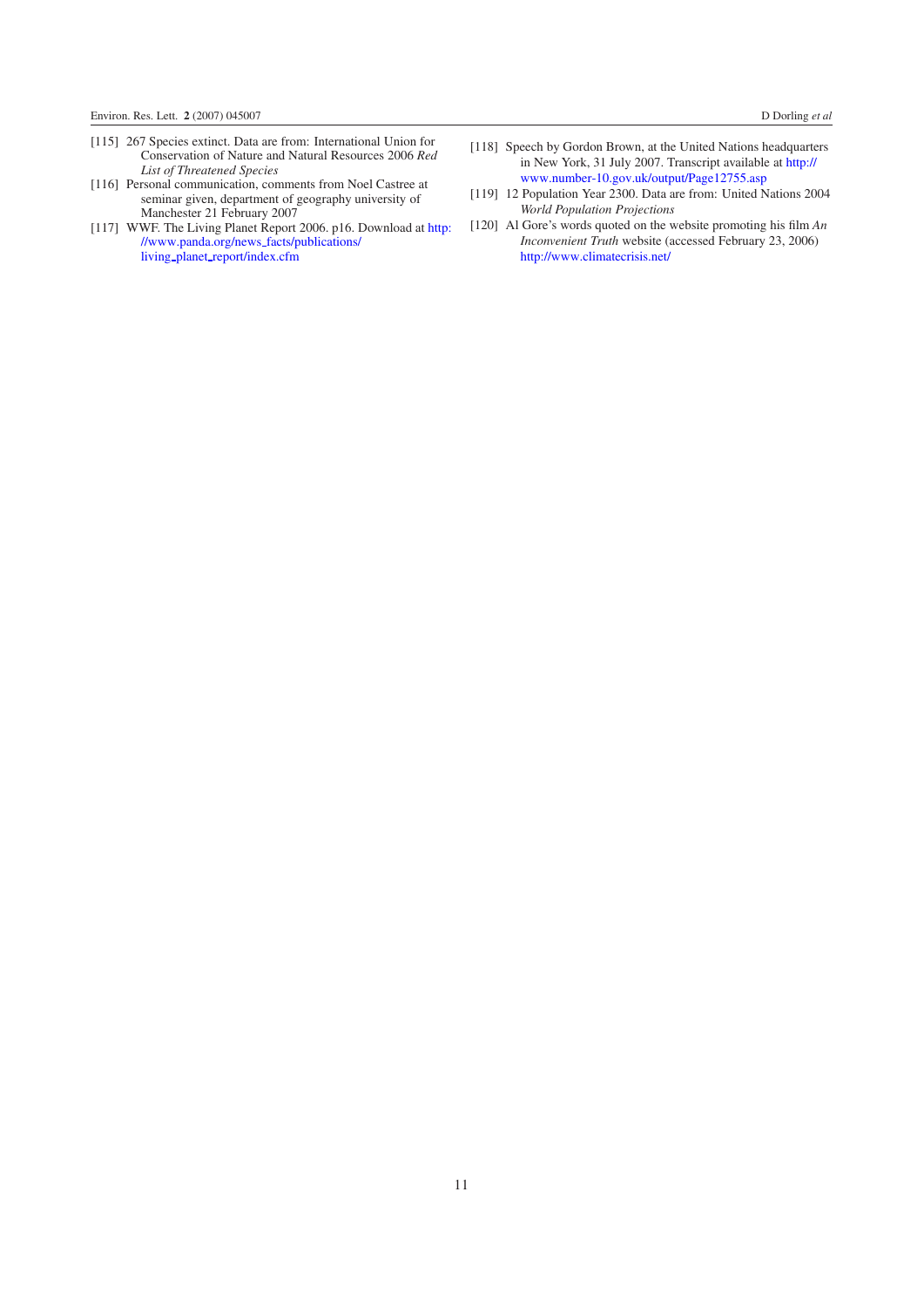[115] 267 Species extinct. Data are from: International Union for Conservation of Nature and Natural Resources 2006 *Red List of Threatened Species*

[116] Personal communication, comments from Noel Castree at seminar given, department of geography university of Manchester 21 February 2007

[117] WWF. The Living Planet Report 2006. p16. Download at http://www.panda.org/news_facts/publications/living_planet_report/index.cfm

[118] Speech by Gordon Brown, at the United Nations headquarters in New York, 31 July 2007. Transcript available at http://www.number-10.gov.uk/output/Page12755.asp

[119] 12 Population Year 2300. Data are from: United Nations 2004 *World Population Projections*

[120] Al Gore's words quoted on the website promoting his film *An Inconvenient Truth* website (accessed February 23, 2006) http://www.climatecrisis.net/